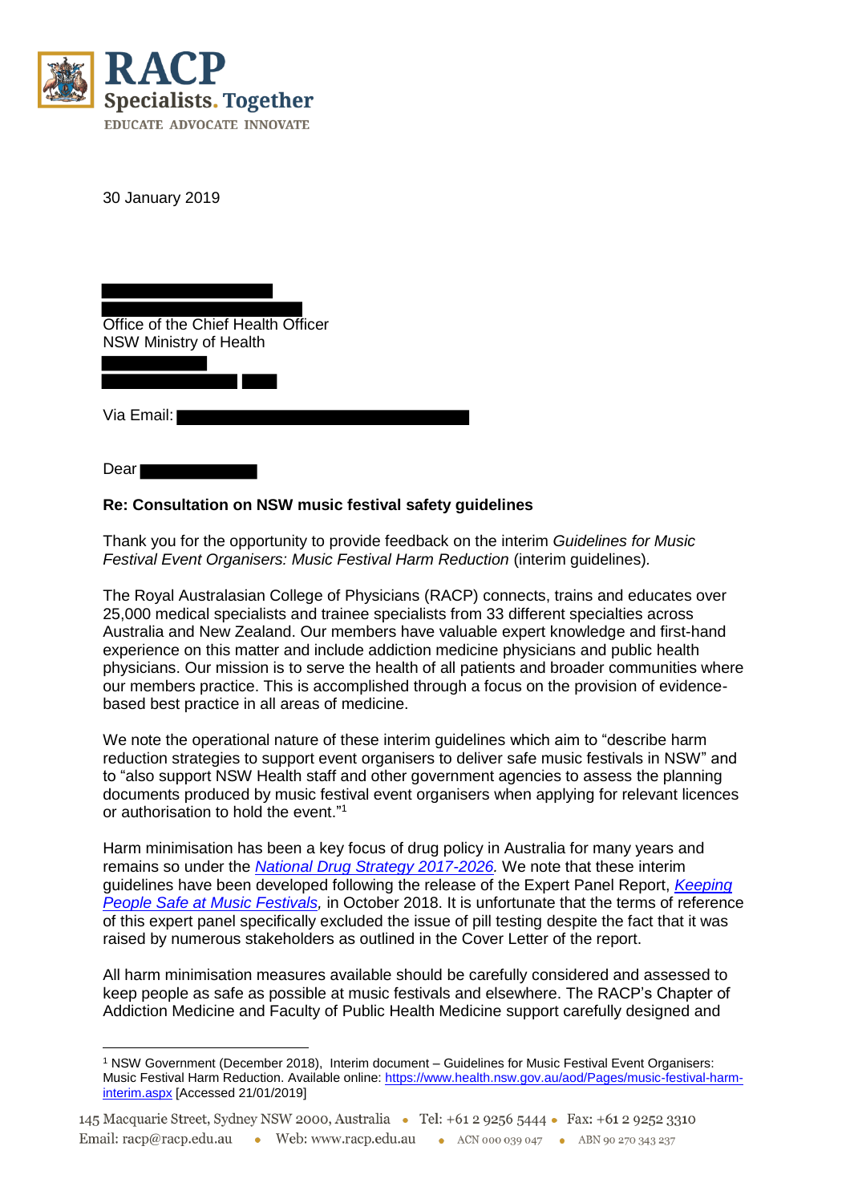RACP
Specialists. Together
EDUCATE ADVOCATE INNOVATE

30 January 2019

Office of the Chief Health Officer
NSW Ministry of Health

Via Email:

Dear

**Re: Consultation on NSW music festival safety guidelines**

Thank you for the opportunity to provide feedback on the interim *Guidelines for Music Festival Event Organisers: Music Festival Harm Reduction* (interim guidelines).

The Royal Australasian College of Physicians (RACP) connects, trains and educates over 25,000 medical specialists and trainee specialists from 33 different specialties across Australia and New Zealand. Our members have valuable expert knowledge and first-hand experience on this matter and include addiction medicine physicians and public health physicians. Our mission is to serve the health of all patients and broader communities where our members practice. This is accomplished through a focus on the provision of evidence-based best practice in all areas of medicine.

We note the operational nature of these interim guidelines which aim to "describe harm reduction strategies to support event organisers to deliver safe music festivals in NSW" and to "also support NSW Health staff and other government agencies to assess the planning documents produced by music festival event organisers when applying for relevant licences or authorisation to hold the event."[1]

Harm minimisation has been a key focus of drug policy in Australia for many years and remains so under the *National Drug Strategy 2017-2026*. We note that these interim guidelines have been developed following the release of the Expert Panel Report, *Keeping People Safe at Music Festivals*, in October 2018. It is unfortunate that the terms of reference of this expert panel specifically excluded the issue of pill testing despite the fact that it was raised by numerous stakeholders as outlined in the Cover Letter of the report.

All harm minimisation measures available should be carefully considered and assessed to keep people as safe as possible at music festivals and elsewhere. The RACP's Chapter of Addiction Medicine and Faculty of Public Health Medicine support carefully designed and

---

[1] NSW Government (December 2018), Interim document – Guidelines for Music Festival Event Organisers: Music Festival Harm Reduction. Available online: https://www.health.nsw.gov.au/aod/Pages/music-festival-harm-interim.aspx [Accessed 21/01/2019]

145 Macquarie Street, Sydney NSW 2000, Australia • Tel: +61 2 9256 5444 • Fax: +61 2 9252 3310
Email: racp@racp.edu.au • Web: www.racp.edu.au • ACN 000 039 047 • ABN 90 270 343 237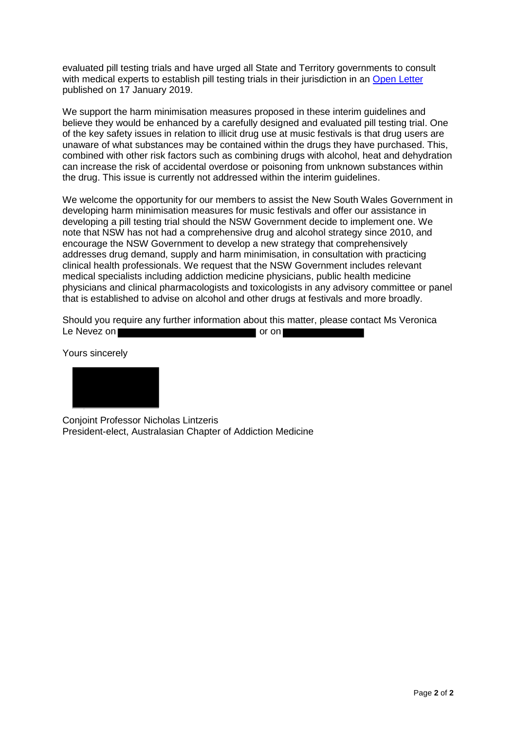evaluated pill testing trials and have urged all State and Territory governments to consult with medical experts to establish pill testing trials in their jurisdiction in an Open Letter published on 17 January 2019.

We support the harm minimisation measures proposed in these interim guidelines and believe they would be enhanced by a carefully designed and evaluated pill testing trial. One of the key safety issues in relation to illicit drug use at music festivals is that drug users are unaware of what substances may be contained within the drugs they have purchased. This, combined with other risk factors such as combining drugs with alcohol, heat and dehydration can increase the risk of accidental overdose or poisoning from unknown substances within the drug. This issue is currently not addressed within the interim guidelines.

We welcome the opportunity for our members to assist the New South Wales Government in developing harm minimisation measures for music festivals and offer our assistance in developing a pill testing trial should the NSW Government decide to implement one. We note that NSW has not had a comprehensive drug and alcohol strategy since 2010, and encourage the NSW Government to develop a new strategy that comprehensively addresses drug demand, supply and harm minimisation, in consultation with practicing clinical health professionals. We request that the NSW Government includes relevant medical specialists including addiction medicine physicians, public health medicine physicians and clinical pharmacologists and toxicologists in any advisory committee or panel that is established to advise on alcohol and other drugs at festivals and more broadly.

Should you require any further information about this matter, please contact Ms Veronica Le Nevez on ██████████ or on ██████████

Yours sincerely

Conjoint Professor Nicholas Lintzeris
President-elect, Australasian Chapter of Addiction Medicine